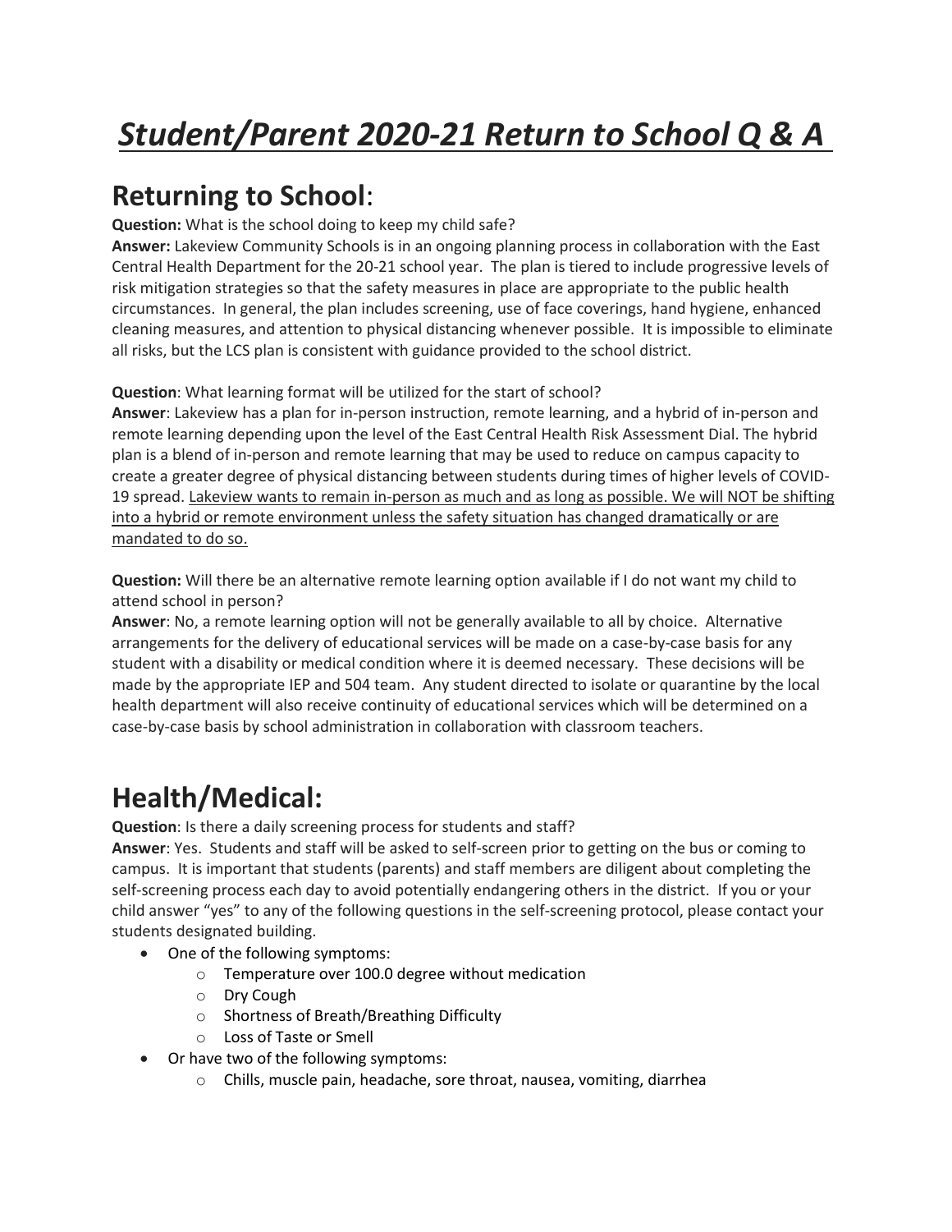# *Student/Parent 2020-21 Return to School Q & A*

## Returning to School:

**Question:** What is the school doing to keep my child safe?

**Answer:** Lakeview Community Schools is in an ongoing planning process in collaboration with the East Central Health Department for the 20-21 school year. The plan is tiered to include progressive levels of risk mitigation strategies so that the safety measures in place are appropriate to the public health circumstances. In general, the plan includes screening, use of face coverings, hand hygiene, enhanced cleaning measures, and attention to physical distancing whenever possible. It is impossible to eliminate all risks, but the LCS plan is consistent with guidance provided to the school district.

**Question**: What learning format will be utilized for the start of school?

**Answer**: Lakeview has a plan for in-person instruction, remote learning, and a hybrid of in-person and remote learning depending upon the level of the East Central Health Risk Assessment Dial. The hybrid plan is a blend of in-person and remote learning that may be used to reduce on campus capacity to create a greater degree of physical distancing between students during times of higher levels of COVID-19 spread. <u>Lakeview wants to remain in-person as much and as long as possible. We will NOT be shifting into a hybrid or remote environment unless the safety situation has changed dramatically or are mandated to do so.</u>

**Question:** Will there be an alternative remote learning option available if I do not want my child to attend school in person?

**Answer**: No, a remote learning option will not be generally available to all by choice. Alternative arrangements for the delivery of educational services will be made on a case-by-case basis for any student with a disability or medical condition where it is deemed necessary. These decisions will be made by the appropriate IEP and 504 team. Any student directed to isolate or quarantine by the local health department will also receive continuity of educational services which will be determined on a case-by-case basis by school administration in collaboration with classroom teachers.

## Health/Medical:

**Question**: Is there a daily screening process for students and staff?

**Answer**: Yes. Students and staff will be asked to self-screen prior to getting on the bus or coming to campus. It is important that students (parents) and staff members are diligent about completing the self-screening process each day to avoid potentially endangering others in the district. If you or your child answer "yes" to any of the following questions in the self-screening protocol, please contact your students designated building.

- One of the following symptoms:
  - Temperature over 100.0 degree without medication
  - Dry Cough
  - Shortness of Breath/Breathing Difficulty
  - Loss of Taste or Smell
- Or have two of the following symptoms:
  - Chills, muscle pain, headache, sore throat, nausea, vomiting, diarrhea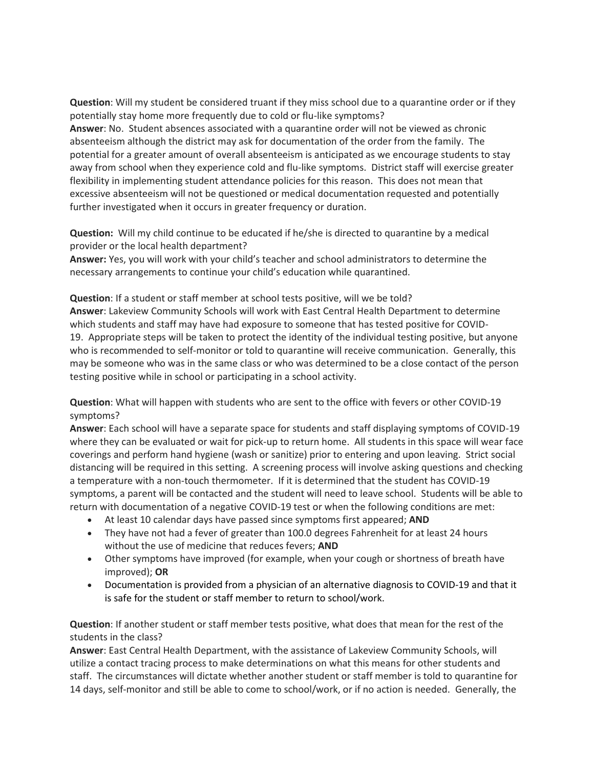**Question**: Will my student be considered truant if they miss school due to a quarantine order or if they potentially stay home more frequently due to cold or flu-like symptoms?
**Answer**: No. Student absences associated with a quarantine order will not be viewed as chronic absenteeism although the district may ask for documentation of the order from the family. The potential for a greater amount of overall absenteeism is anticipated as we encourage students to stay away from school when they experience cold and flu-like symptoms. District staff will exercise greater flexibility in implementing student attendance policies for this reason. This does not mean that excessive absenteeism will not be questioned or medical documentation requested and potentially further investigated when it occurs in greater frequency or duration.

**Question:** Will my child continue to be educated if he/she is directed to quarantine by a medical provider or the local health department?
**Answer:** Yes, you will work with your child's teacher and school administrators to determine the necessary arrangements to continue your child's education while quarantined.

**Question**: If a student or staff member at school tests positive, will we be told?
**Answer**: Lakeview Community Schools will work with East Central Health Department to determine which students and staff may have had exposure to someone that has tested positive for COVID-19. Appropriate steps will be taken to protect the identity of the individual testing positive, but anyone who is recommended to self-monitor or told to quarantine will receive communication. Generally, this may be someone who was in the same class or who was determined to be a close contact of the person testing positive while in school or participating in a school activity.

**Question**: What will happen with students who are sent to the office with fevers or other COVID-19 symptoms?
**Answer**: Each school will have a separate space for students and staff displaying symptoms of COVID-19 where they can be evaluated or wait for pick-up to return home. All students in this space will wear face coverings and perform hand hygiene (wash or sanitize) prior to entering and upon leaving. Strict social distancing will be required in this setting. A screening process will involve asking questions and checking a temperature with a non-touch thermometer. If it is determined that the student has COVID-19 symptoms, a parent will be contacted and the student will need to leave school. Students will be able to return with documentation of a negative COVID-19 test or when the following conditions are met:

- At least 10 calendar days have passed since symptoms first appeared; **AND**
- They have not had a fever of greater than 100.0 degrees Fahrenheit for at least 24 hours without the use of medicine that reduces fevers; **AND**
- Other symptoms have improved (for example, when your cough or shortness of breath have improved); **OR**
- Documentation is provided from a physician of an alternative diagnosis to COVID-19 and that it is safe for the student or staff member to return to school/work.

**Question**: If another student or staff member tests positive, what does that mean for the rest of the students in the class?
**Answer**: East Central Health Department, with the assistance of Lakeview Community Schools, will utilize a contact tracing process to make determinations on what this means for other students and staff. The circumstances will dictate whether another student or staff member is told to quarantine for 14 days, self-monitor and still be able to come to school/work, or if no action is needed. Generally, the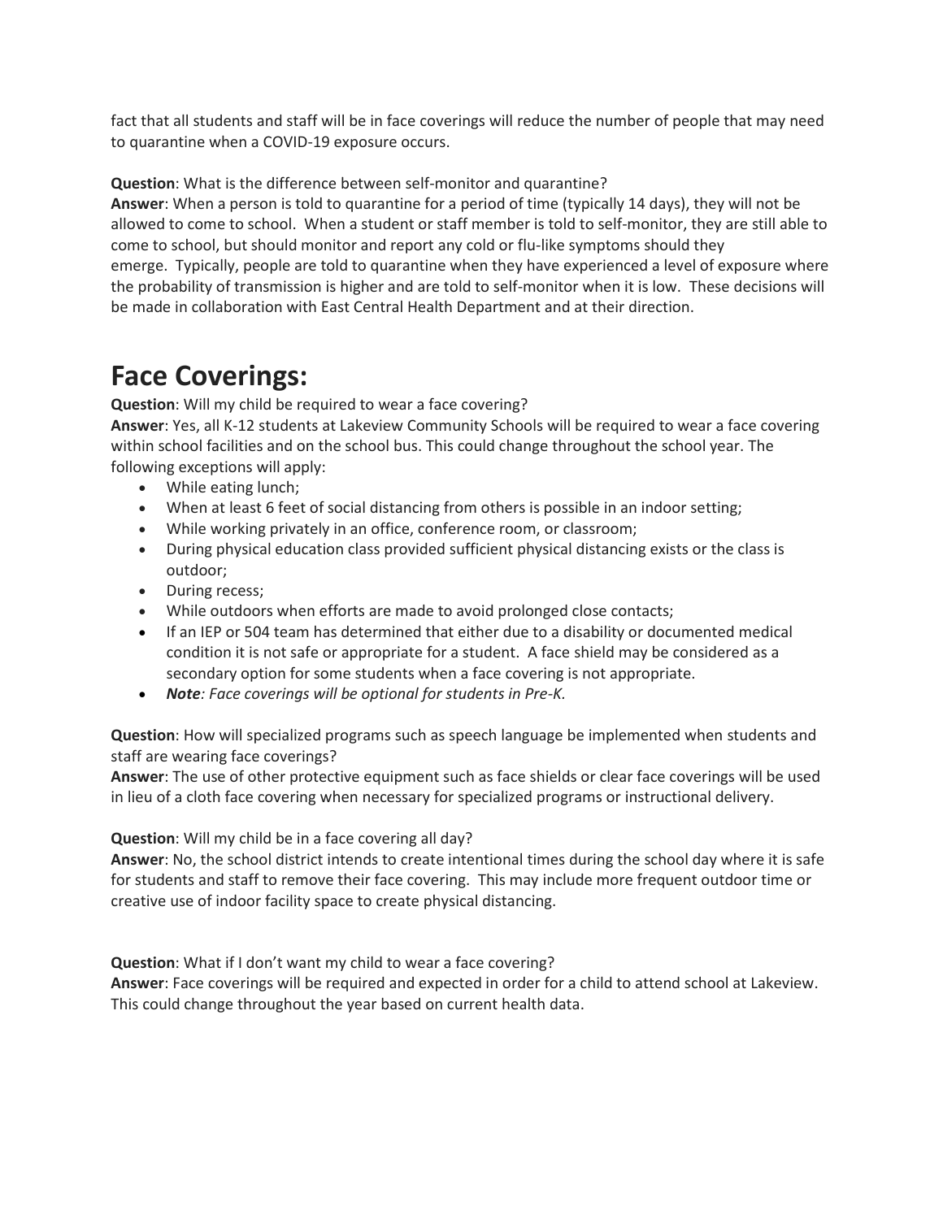fact that all students and staff will be in face coverings will reduce the number of people that may need to quarantine when a COVID-19 exposure occurs.

**Question**: What is the difference between self-monitor and quarantine?
**Answer**: When a person is told to quarantine for a period of time (typically 14 days), they will not be allowed to come to school. When a student or staff member is told to self-monitor, they are still able to come to school, but should monitor and report any cold or flu-like symptoms should they emerge. Typically, people are told to quarantine when they have experienced a level of exposure where the probability of transmission is higher and are told to self-monitor when it is low. These decisions will be made in collaboration with East Central Health Department and at their direction.

# Face Coverings:

**Question**: Will my child be required to wear a face covering?
**Answer**: Yes, all K-12 students at Lakeview Community Schools will be required to wear a face covering within school facilities and on the school bus. This could change throughout the school year. The following exceptions will apply:

- While eating lunch;
- When at least 6 feet of social distancing from others is possible in an indoor setting;
- While working privately in an office, conference room, or classroom;
- During physical education class provided sufficient physical distancing exists or the class is outdoor;
- During recess;
- While outdoors when efforts are made to avoid prolonged close contacts;
- If an IEP or 504 team has determined that either due to a disability or documented medical condition it is not safe or appropriate for a student. A face shield may be considered as a secondary option for some students when a face covering is not appropriate.
- ***Note**: Face coverings will be optional for students in Pre-K.*

**Question**: How will specialized programs such as speech language be implemented when students and staff are wearing face coverings?
**Answer**: The use of other protective equipment such as face shields or clear face coverings will be used in lieu of a cloth face covering when necessary for specialized programs or instructional delivery.

**Question**: Will my child be in a face covering all day?
**Answer**: No, the school district intends to create intentional times during the school day where it is safe for students and staff to remove their face covering. This may include more frequent outdoor time or creative use of indoor facility space to create physical distancing.

**Question**: What if I don't want my child to wear a face covering?
**Answer**: Face coverings will be required and expected in order for a child to attend school at Lakeview. This could change throughout the year based on current health data.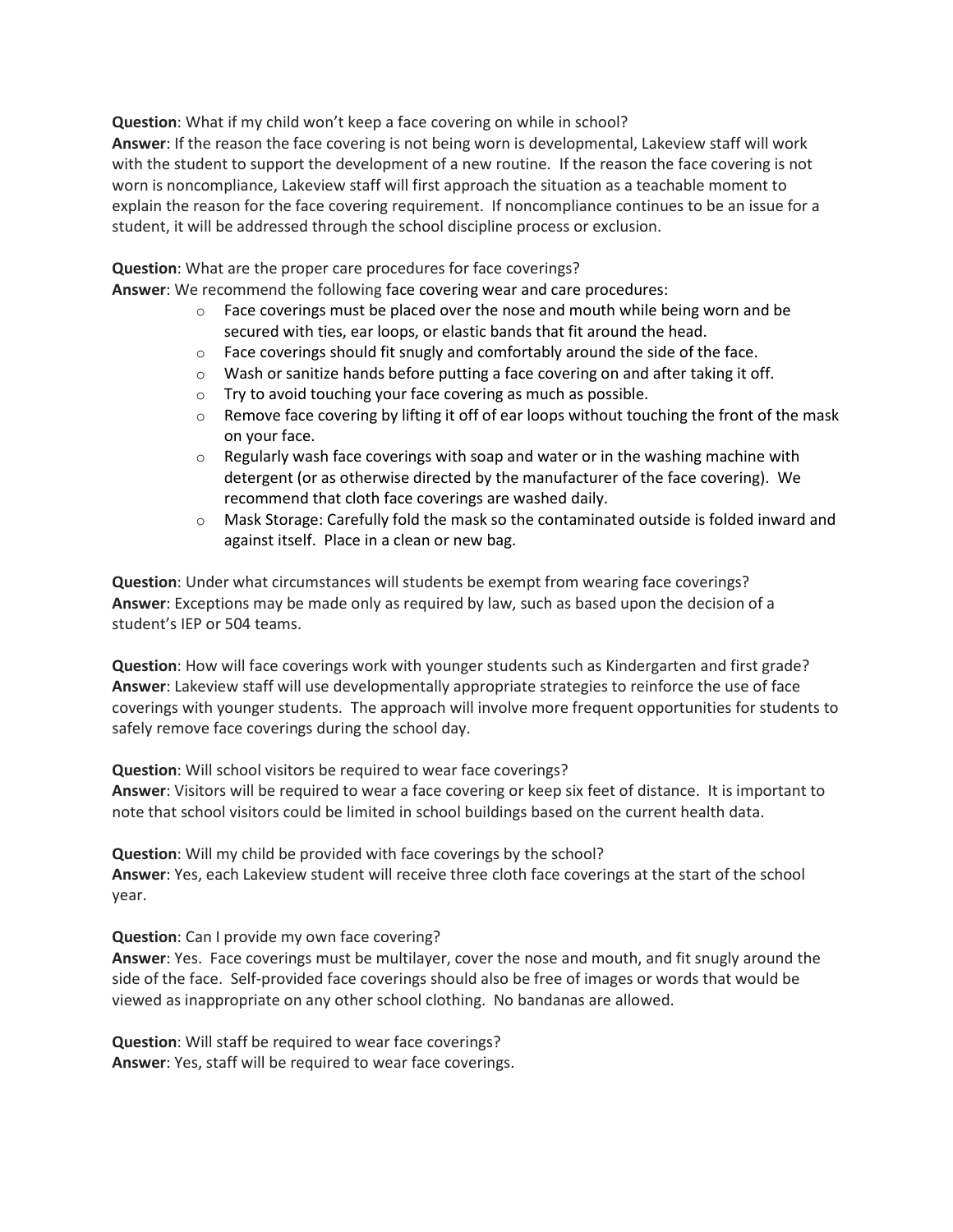**Question**: What if my child won't keep a face covering on while in school?
**Answer**: If the reason the face covering is not being worn is developmental, Lakeview staff will work with the student to support the development of a new routine. If the reason the face covering is not worn is noncompliance, Lakeview staff will first approach the situation as a teachable moment to explain the reason for the face covering requirement. If noncompliance continues to be an issue for a student, it will be addressed through the school discipline process or exclusion.

**Question**: What are the proper care procedures for face coverings?
**Answer**: We recommend the following face covering wear and care procedures:

- Face coverings must be placed over the nose and mouth while being worn and be secured with ties, ear loops, or elastic bands that fit around the head.
- Face coverings should fit snugly and comfortably around the side of the face.
- Wash or sanitize hands before putting a face covering on and after taking it off.
- Try to avoid touching your face covering as much as possible.
- Remove face covering by lifting it off of ear loops without touching the front of the mask on your face.
- Regularly wash face coverings with soap and water or in the washing machine with detergent (or as otherwise directed by the manufacturer of the face covering). We recommend that cloth face coverings are washed daily.
- Mask Storage: Carefully fold the mask so the contaminated outside is folded inward and against itself. Place in a clean or new bag.

**Question**: Under what circumstances will students be exempt from wearing face coverings?
**Answer**: Exceptions may be made only as required by law, such as based upon the decision of a student's IEP or 504 teams.

**Question**: How will face coverings work with younger students such as Kindergarten and first grade?
**Answer**: Lakeview staff will use developmentally appropriate strategies to reinforce the use of face coverings with younger students. The approach will involve more frequent opportunities for students to safely remove face coverings during the school day.

**Question**: Will school visitors be required to wear face coverings?
**Answer**: Visitors will be required to wear a face covering or keep six feet of distance. It is important to note that school visitors could be limited in school buildings based on the current health data.

**Question**: Will my child be provided with face coverings by the school?
**Answer**: Yes, each Lakeview student will receive three cloth face coverings at the start of the school year.

**Question**: Can I provide my own face covering?
**Answer**: Yes. Face coverings must be multilayer, cover the nose and mouth, and fit snugly around the side of the face. Self-provided face coverings should also be free of images or words that would be viewed as inappropriate on any other school clothing. No bandanas are allowed.

**Question**: Will staff be required to wear face coverings?
**Answer**: Yes, staff will be required to wear face coverings.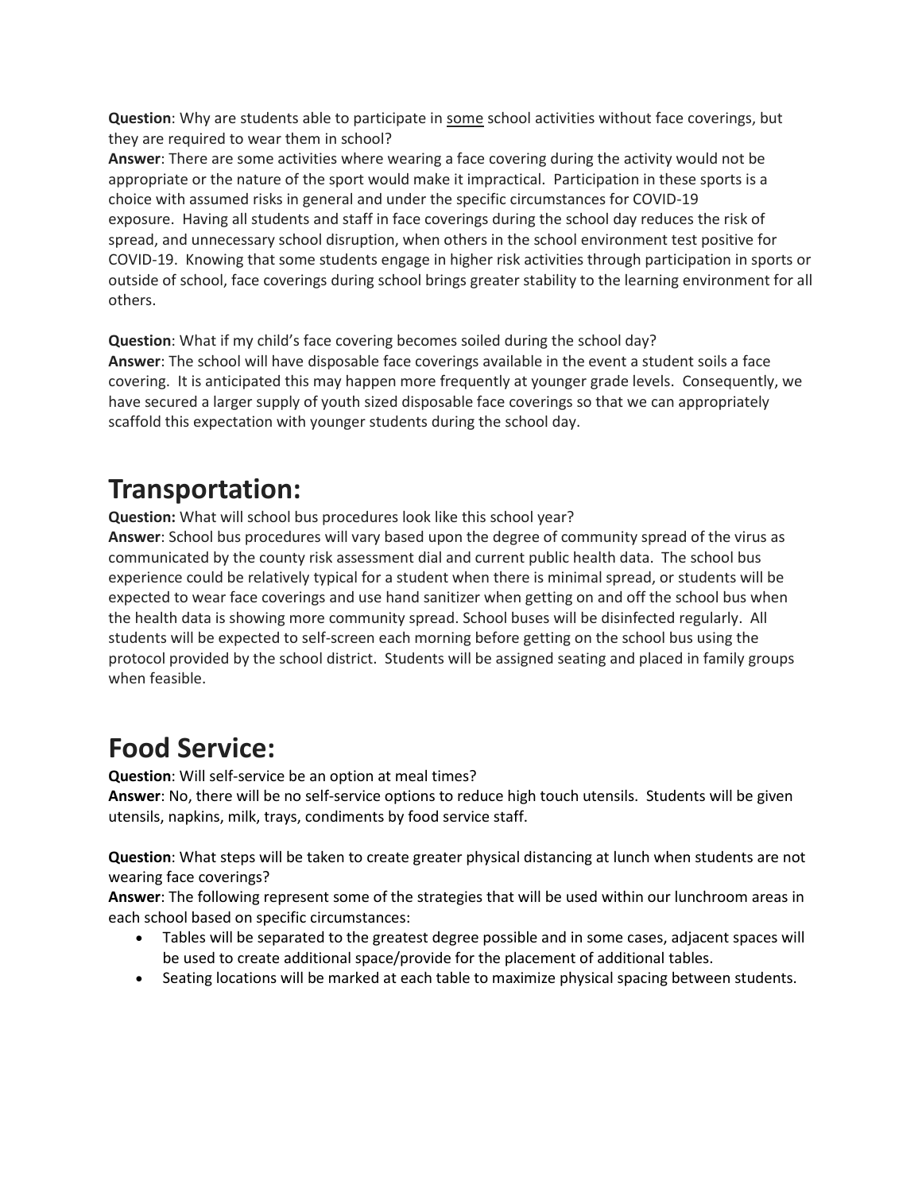**Question**: Why are students able to participate in <u>some</u> school activities without face coverings, but they are required to wear them in school?
**Answer**: There are some activities where wearing a face covering during the activity would not be appropriate or the nature of the sport would make it impractical. Participation in these sports is a choice with assumed risks in general and under the specific circumstances for COVID-19 exposure. Having all students and staff in face coverings during the school day reduces the risk of spread, and unnecessary school disruption, when others in the school environment test positive for COVID-19. Knowing that some students engage in higher risk activities through participation in sports or outside of school, face coverings during school brings greater stability to the learning environment for all others.

**Question**: What if my child's face covering becomes soiled during the school day?
**Answer**: The school will have disposable face coverings available in the event a student soils a face covering. It is anticipated this may happen more frequently at younger grade levels. Consequently, we have secured a larger supply of youth sized disposable face coverings so that we can appropriately scaffold this expectation with younger students during the school day.

# Transportation:

**Question:** What will school bus procedures look like this school year?
**Answer**: School bus procedures will vary based upon the degree of community spread of the virus as communicated by the county risk assessment dial and current public health data. The school bus experience could be relatively typical for a student when there is minimal spread, or students will be expected to wear face coverings and use hand sanitizer when getting on and off the school bus when the health data is showing more community spread. School buses will be disinfected regularly. All students will be expected to self-screen each morning before getting on the school bus using the protocol provided by the school district. Students will be assigned seating and placed in family groups when feasible.

# Food Service:

**Question**: Will self-service be an option at meal times?
**Answer**: No, there will be no self-service options to reduce high touch utensils. Students will be given utensils, napkins, milk, trays, condiments by food service staff.

**Question**: What steps will be taken to create greater physical distancing at lunch when students are not wearing face coverings?
**Answer**: The following represent some of the strategies that will be used within our lunchroom areas in each school based on specific circumstances:

- Tables will be separated to the greatest degree possible and in some cases, adjacent spaces will be used to create additional space/provide for the placement of additional tables.
- Seating locations will be marked at each table to maximize physical spacing between students.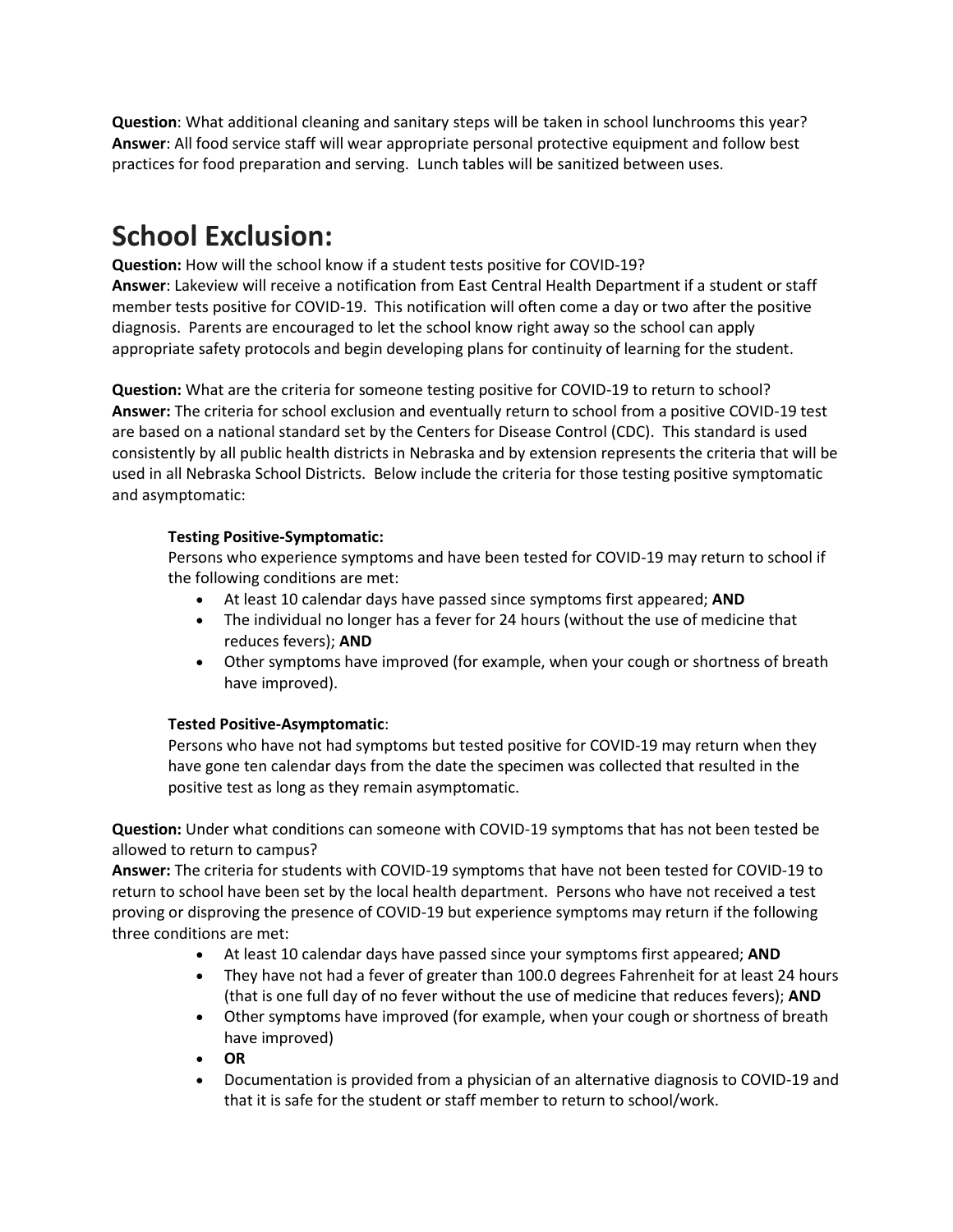**Question**: What additional cleaning and sanitary steps will be taken in school lunchrooms this year?
**Answer**: All food service staff will wear appropriate personal protective equipment and follow best practices for food preparation and serving. Lunch tables will be sanitized between uses.

# School Exclusion:

**Question:** How will the school know if a student tests positive for COVID-19?
**Answer**: Lakeview will receive a notification from East Central Health Department if a student or staff member tests positive for COVID-19. This notification will often come a day or two after the positive diagnosis. Parents are encouraged to let the school know right away so the school can apply appropriate safety protocols and begin developing plans for continuity of learning for the student.

**Question:** What are the criteria for someone testing positive for COVID-19 to return to school?
**Answer:** The criteria for school exclusion and eventually return to school from a positive COVID-19 test are based on a national standard set by the Centers for Disease Control (CDC). This standard is used consistently by all public health districts in Nebraska and by extension represents the criteria that will be used in all Nebraska School Districts. Below include the criteria for those testing positive symptomatic and asymptomatic:

**Testing Positive-Symptomatic:**
Persons who experience symptoms and have been tested for COVID-19 may return to school if the following conditions are met:

- At least 10 calendar days have passed since symptoms first appeared; **AND**
- The individual no longer has a fever for 24 hours (without the use of medicine that reduces fevers); **AND**
- Other symptoms have improved (for example, when your cough or shortness of breath have improved).

**Tested Positive-Asymptomatic**:
Persons who have not had symptoms but tested positive for COVID-19 may return when they have gone ten calendar days from the date the specimen was collected that resulted in the positive test as long as they remain asymptomatic.

**Question:** Under what conditions can someone with COVID-19 symptoms that has not been tested be allowed to return to campus?
**Answer:** The criteria for students with COVID-19 symptoms that have not been tested for COVID-19 to return to school have been set by the local health department. Persons who have not received a test proving or disproving the presence of COVID-19 but experience symptoms may return if the following three conditions are met:

- At least 10 calendar days have passed since your symptoms first appeared; **AND**
- They have not had a fever of greater than 100.0 degrees Fahrenheit for at least 24 hours (that is one full day of no fever without the use of medicine that reduces fevers); **AND**
- Other symptoms have improved (for example, when your cough or shortness of breath have improved)
- **OR**
- Documentation is provided from a physician of an alternative diagnosis to COVID-19 and that it is safe for the student or staff member to return to school/work.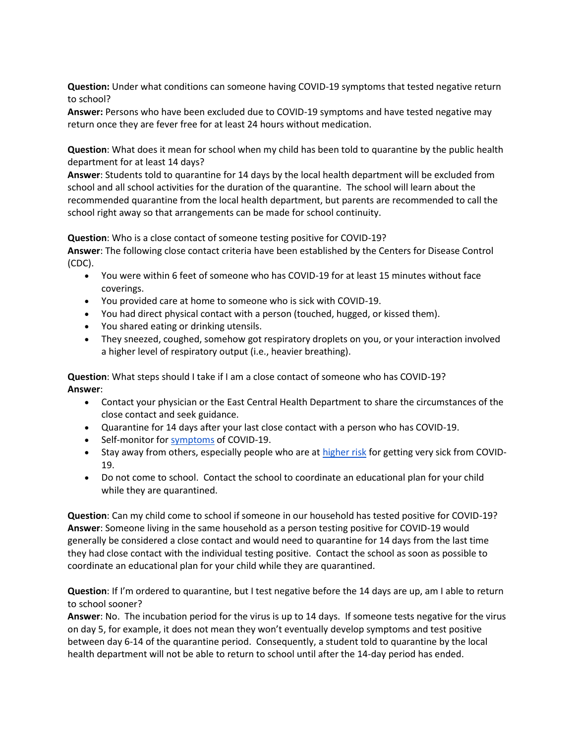**Question:** Under what conditions can someone having COVID-19 symptoms that tested negative return to school?
**Answer:** Persons who have been excluded due to COVID-19 symptoms and have tested negative may return once they are fever free for at least 24 hours without medication.

**Question**: What does it mean for school when my child has been told to quarantine by the public health department for at least 14 days?
**Answer**: Students told to quarantine for 14 days by the local health department will be excluded from school and all school activities for the duration of the quarantine. The school will learn about the recommended quarantine from the local health department, but parents are recommended to call the school right away so that arrangements can be made for school continuity.

**Question**: Who is a close contact of someone testing positive for COVID-19?
**Answer**: The following close contact criteria have been established by the Centers for Disease Control (CDC).

- You were within 6 feet of someone who has COVID-19 for at least 15 minutes without face coverings.
- You provided care at home to someone who is sick with COVID-19.
- You had direct physical contact with a person (touched, hugged, or kissed them).
- You shared eating or drinking utensils.
- They sneezed, coughed, somehow got respiratory droplets on you, or your interaction involved a higher level of respiratory output (i.e., heavier breathing).

**Question**: What steps should I take if I am a close contact of someone who has COVID-19?
**Answer**:

- Contact your physician or the East Central Health Department to share the circumstances of the close contact and seek guidance.
- Quarantine for 14 days after your last close contact with a person who has COVID-19.
- Self-monitor for symptoms of COVID-19.
- Stay away from others, especially people who are at higher risk for getting very sick from COVID-19.
- Do not come to school. Contact the school to coordinate an educational plan for your child while they are quarantined.

**Question**: Can my child come to school if someone in our household has tested positive for COVID-19?
**Answer**: Someone living in the same household as a person testing positive for COVID-19 would generally be considered a close contact and would need to quarantine for 14 days from the last time they had close contact with the individual testing positive. Contact the school as soon as possible to coordinate an educational plan for your child while they are quarantined.

**Question**: If I'm ordered to quarantine, but I test negative before the 14 days are up, am I able to return to school sooner?
**Answer**: No. The incubation period for the virus is up to 14 days. If someone tests negative for the virus on day 5, for example, it does not mean they won't eventually develop symptoms and test positive between day 6-14 of the quarantine period. Consequently, a student told to quarantine by the local health department will not be able to return to school until after the 14-day period has ended.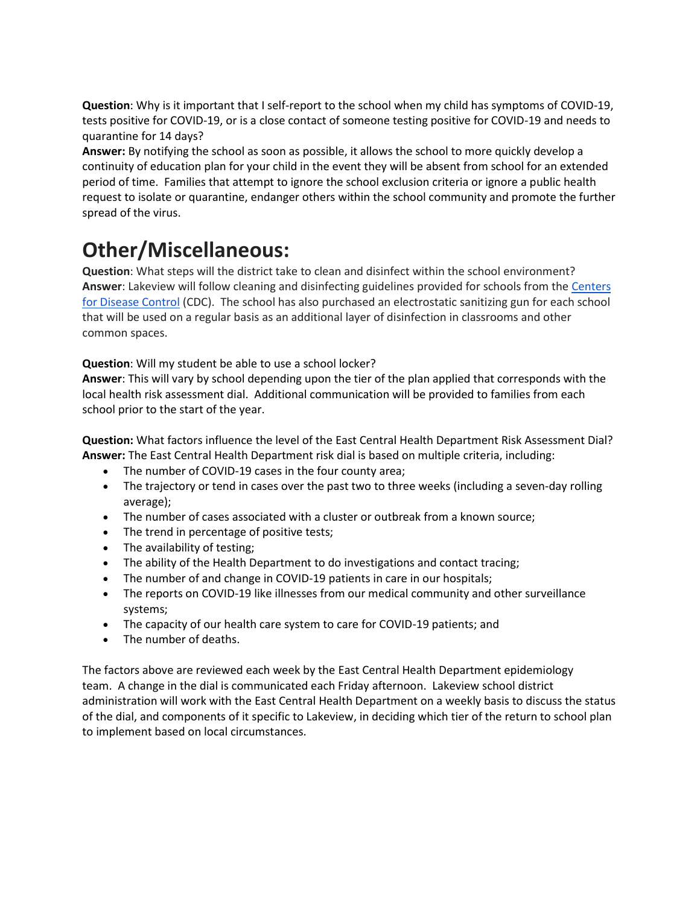**Question**: Why is it important that I self-report to the school when my child has symptoms of COVID-19, tests positive for COVID-19, or is a close contact of someone testing positive for COVID-19 and needs to quarantine for 14 days?
**Answer:** By notifying the school as soon as possible, it allows the school to more quickly develop a continuity of education plan for your child in the event they will be absent from school for an extended period of time. Families that attempt to ignore the school exclusion criteria or ignore a public health request to isolate or quarantine, endanger others within the school community and promote the further spread of the virus.

# Other/Miscellaneous:

**Question**: What steps will the district take to clean and disinfect within the school environment?
**Answer**: Lakeview will follow cleaning and disinfecting guidelines provided for schools from the Centers for Disease Control (CDC). The school has also purchased an electrostatic sanitizing gun for each school that will be used on a regular basis as an additional layer of disinfection in classrooms and other common spaces.

**Question**: Will my student be able to use a school locker?
**Answer**: This will vary by school depending upon the tier of the plan applied that corresponds with the local health risk assessment dial. Additional communication will be provided to families from each school prior to the start of the year.

**Question:** What factors influence the level of the East Central Health Department Risk Assessment Dial?
**Answer:** The East Central Health Department risk dial is based on multiple criteria, including:

- The number of COVID-19 cases in the four county area;
- The trajectory or tend in cases over the past two to three weeks (including a seven-day rolling average);
- The number of cases associated with a cluster or outbreak from a known source;
- The trend in percentage of positive tests;
- The availability of testing;
- The ability of the Health Department to do investigations and contact tracing;
- The number of and change in COVID-19 patients in care in our hospitals;
- The reports on COVID-19 like illnesses from our medical community and other surveillance systems;
- The capacity of our health care system to care for COVID-19 patients; and
- The number of deaths.

The factors above are reviewed each week by the East Central Health Department epidemiology team. A change in the dial is communicated each Friday afternoon. Lakeview school district administration will work with the East Central Health Department on a weekly basis to discuss the status of the dial, and components of it specific to Lakeview, in deciding which tier of the return to school plan to implement based on local circumstances.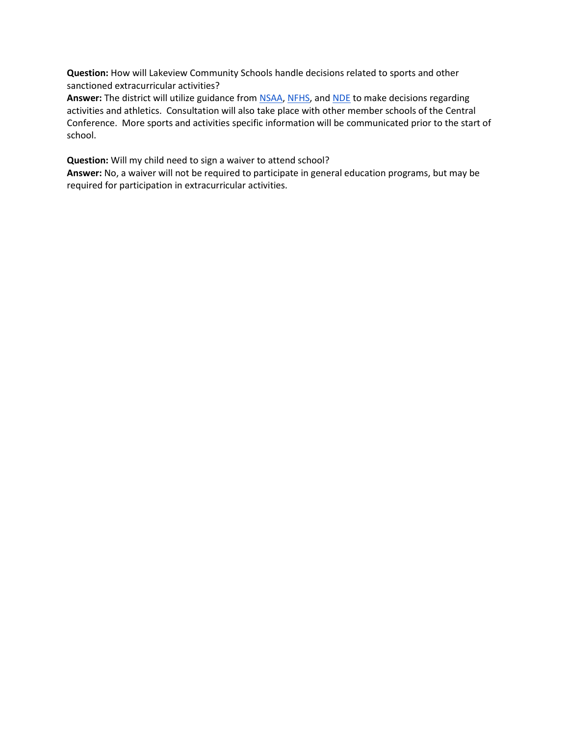**Question:** How will Lakeview Community Schools handle decisions related to sports and other sanctioned extracurricular activities?
**Answer:** The district will utilize guidance from NSAA, NFHS, and NDE to make decisions regarding activities and athletics. Consultation will also take place with other member schools of the Central Conference. More sports and activities specific information will be communicated prior to the start of school.

**Question:** Will my child need to sign a waiver to attend school?
**Answer:** No, a waiver will not be required to participate in general education programs, but may be required for participation in extracurricular activities.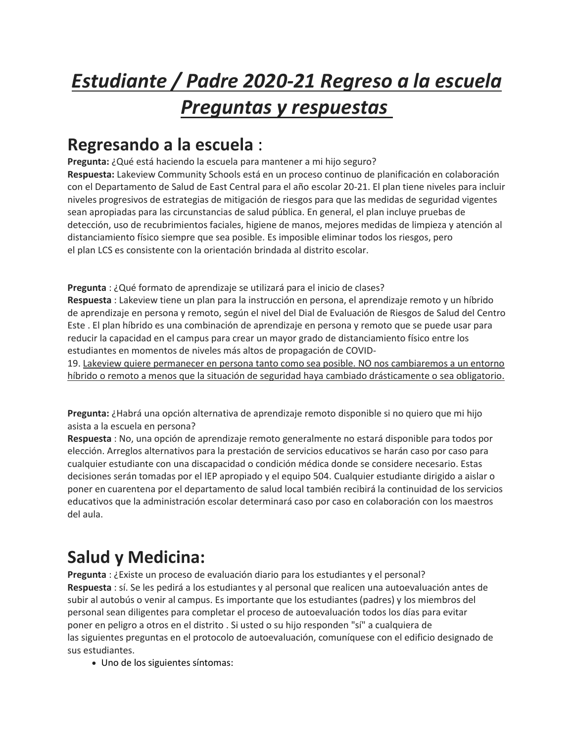# *Estudiante / Padre 2020-21 Regreso a la escuela Preguntas y respuestas*

## Regresando a la escuela :

**Pregunta:** ¿Qué está haciendo la escuela para mantener a mi hijo seguro?
**Respuesta:** Lakeview Community Schools está en un proceso continuo de planificación en colaboración con el Departamento de Salud de East Central para el año escolar 20-21. El plan tiene niveles para incluir niveles progresivos de estrategias de mitigación de riesgos para que las medidas de seguridad vigentes sean apropiadas para las circunstancias de salud pública. En general, el plan incluye pruebas de detección, uso de recubrimientos faciales, higiene de manos, mejores medidas de limpieza y atención al distanciamiento físico siempre que sea posible. Es imposible eliminar todos los riesgos, pero el plan LCS es consistente con la orientación brindada al distrito escolar.

**Pregunta** : ¿Qué formato de aprendizaje se utilizará para el inicio de clases?
**Respuesta** : Lakeview tiene un plan para la instrucción en persona, el aprendizaje remoto y un híbrido de aprendizaje en persona y remoto, según el nivel del Dial de Evaluación de Riesgos de Salud del Centro Este . El plan híbrido es una combinación de aprendizaje en persona y remoto que se puede usar para reducir la capacidad en el campus para crear un mayor grado de distanciamiento físico entre los estudiantes en momentos de niveles más altos de propagación de COVID-19. Lakeview quiere permanecer en persona tanto como sea posible. NO nos cambiaremos a un entorno híbrido o remoto a menos que la situación de seguridad haya cambiado drásticamente o sea obligatorio.

**Pregunta:** ¿Habrá una opción alternativa de aprendizaje remoto disponible si no quiero que mi hijo asista a la escuela en persona?
**Respuesta** : No, una opción de aprendizaje remoto generalmente no estará disponible para todos por elección. Arreglos alternativos para la prestación de servicios educativos se harán caso por caso para cualquier estudiante con una discapacidad o condición médica donde se considere necesario. Estas decisiones serán tomadas por el IEP apropiado y el equipo 504. Cualquier estudiante dirigido a aislar o poner en cuarentena por el departamento de salud local también recibirá la continuidad de los servicios educativos que la administración escolar determinará caso por caso en colaboración con los maestros del aula.

## Salud y Medicina:

**Pregunta** : ¿Existe un proceso de evaluación diario para los estudiantes y el personal?
**Respuesta** : sí. Se les pedirá a los estudiantes y al personal que realicen una autoevaluación antes de subir al autobús o venir al campus. Es importante que los estudiantes (padres) y los miembros del personal sean diligentes para completar el proceso de autoevaluación todos los días para evitar poner en peligro a otros en el distrito . Si usted o su hijo responden "sí" a cualquiera de las siguientes preguntas en el protocolo de autoevaluación, comuníquese con el edificio designado de sus estudiantes.

- Uno de los siguientes síntomas: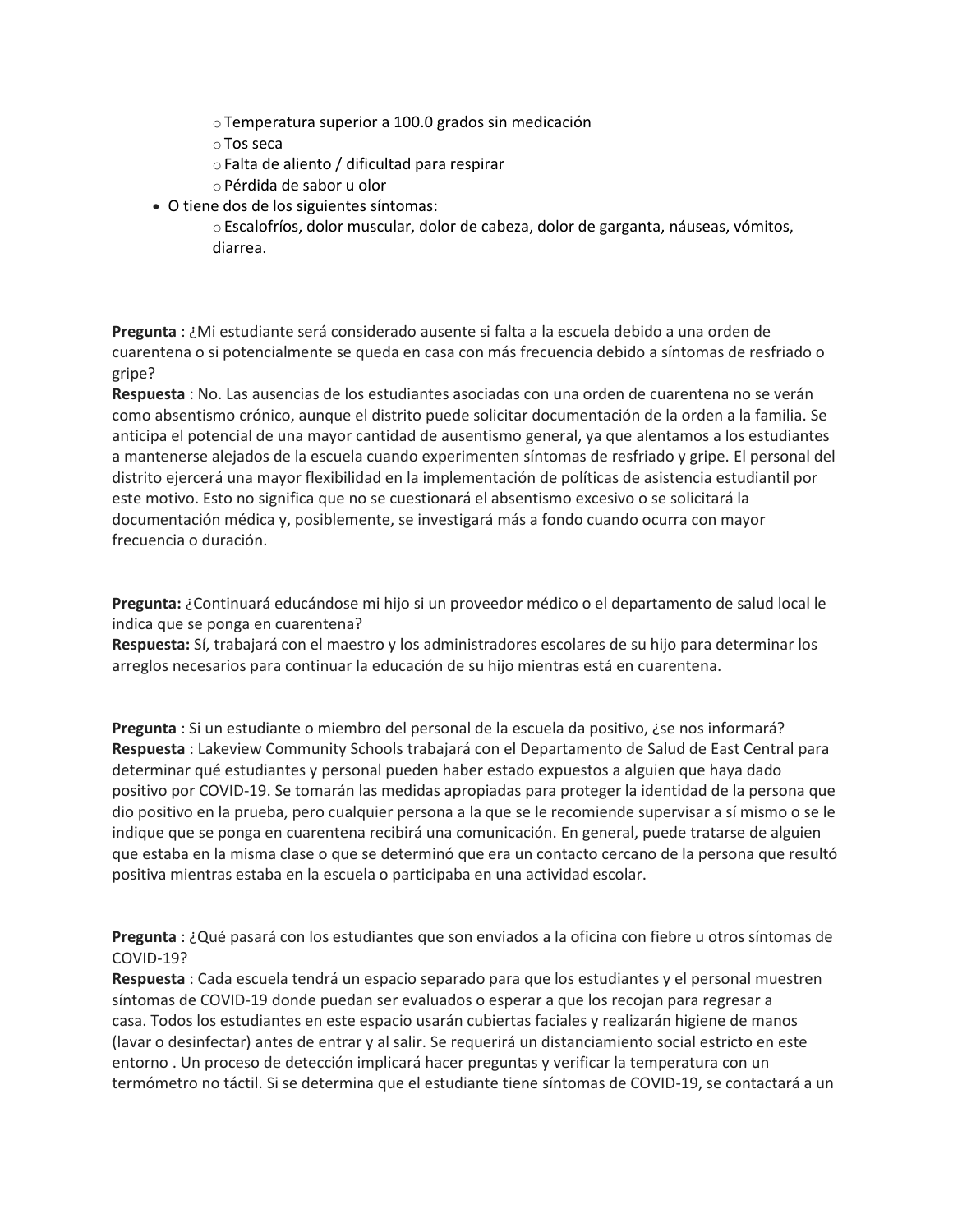- Temperatura superior a 100.0 grados sin medicación
  - Tos seca
  - Falta de aliento / dificultad para respirar
  - Pérdida de sabor u olor
- O tiene dos de los siguientes síntomas:
  - Escalofríos, dolor muscular, dolor de cabeza, dolor de garganta, náuseas, vómitos, diarrea.

**Pregunta** : ¿Mi estudiante será considerado ausente si falta a la escuela debido a una orden de cuarentena o si potencialmente se queda en casa con más frecuencia debido a síntomas de resfriado o gripe?
**Respuesta** : No. Las ausencias de los estudiantes asociadas con una orden de cuarentena no se verán como absentismo crónico, aunque el distrito puede solicitar documentación de la orden a la familia. Se anticipa el potencial de una mayor cantidad de ausentismo general, ya que alentamos a los estudiantes a mantenerse alejados de la escuela cuando experimenten síntomas de resfriado y gripe. El personal del distrito ejercerá una mayor flexibilidad en la implementación de políticas de asistencia estudiantil por este motivo. Esto no significa que no se cuestionará el absentismo excesivo o se solicitará la documentación médica y, posiblemente, se investigará más a fondo cuando ocurra con mayor frecuencia o duración.

**Pregunta:** ¿Continuará educándose mi hijo si un proveedor médico o el departamento de salud local le indica que se ponga en cuarentena?
**Respuesta:** Sí, trabajará con el maestro y los administradores escolares de su hijo para determinar los arreglos necesarios para continuar la educación de su hijo mientras está en cuarentena.

**Pregunta** : Si un estudiante o miembro del personal de la escuela da positivo, ¿se nos informará?
**Respuesta** : Lakeview Community Schools trabajará con el Departamento de Salud de East Central para determinar qué estudiantes y personal pueden haber estado expuestos a alguien que haya dado positivo por COVID-19. Se tomarán las medidas apropiadas para proteger la identidad de la persona que dio positivo en la prueba, pero cualquier persona a la que se le recomiende supervisar a sí mismo o se le indique que se ponga en cuarentena recibirá una comunicación. En general, puede tratarse de alguien que estaba en la misma clase o que se determinó que era un contacto cercano de la persona que resultó positiva mientras estaba en la escuela o participaba en una actividad escolar.

**Pregunta** : ¿Qué pasará con los estudiantes que son enviados a la oficina con fiebre u otros síntomas de COVID-19?
**Respuesta** : Cada escuela tendrá un espacio separado para que los estudiantes y el personal muestren síntomas de COVID-19 donde puedan ser evaluados o esperar a que los recojan para regresar a casa. Todos los estudiantes en este espacio usarán cubiertas faciales y realizarán higiene de manos (lavar o desinfectar) antes de entrar y al salir. Se requerirá un distanciamiento social estricto en este entorno . Un proceso de detección implicará hacer preguntas y verificar la temperatura con un termómetro no táctil. Si se determina que el estudiante tiene síntomas de COVID-19, se contactará a un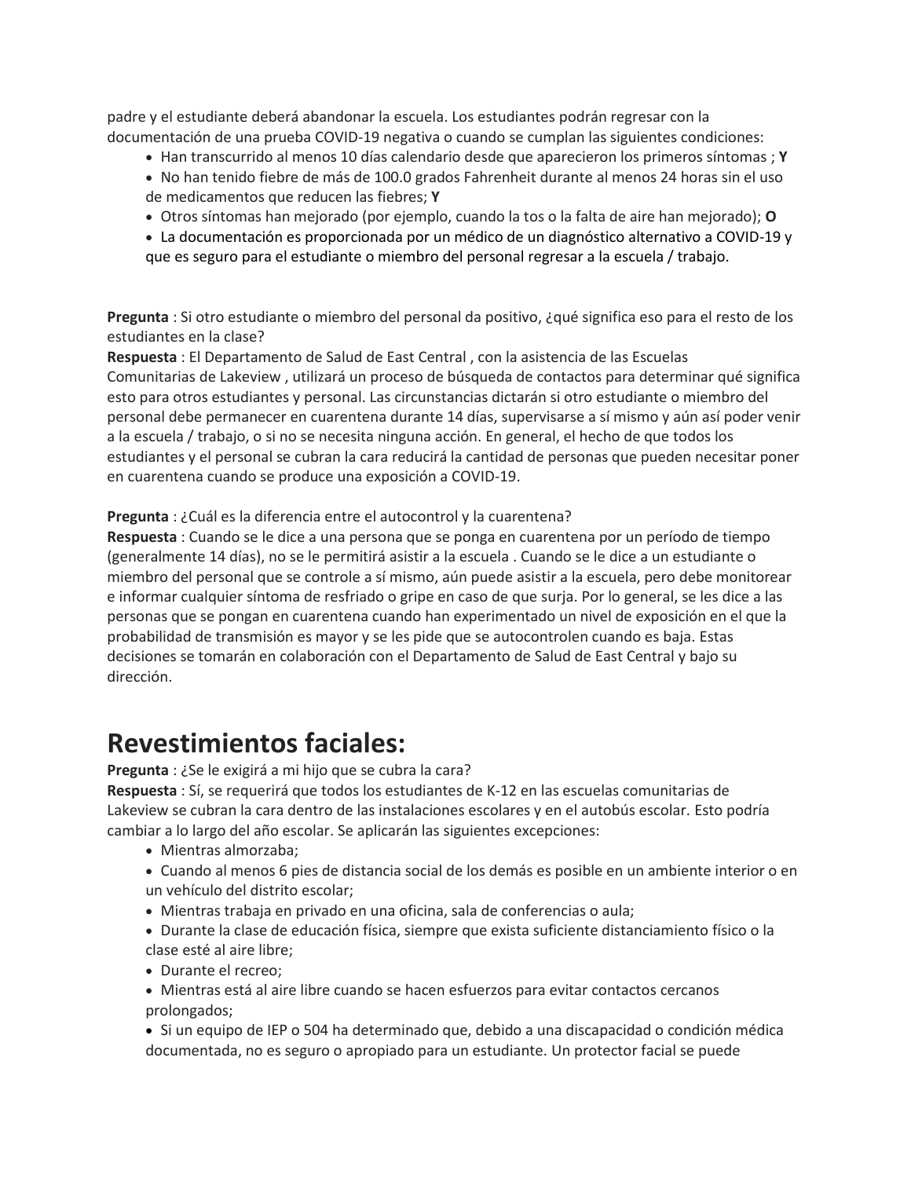padre y el estudiante deberá abandonar la escuela. Los estudiantes podrán regresar con la documentación de una prueba COVID-19 negativa o cuando se cumplan las siguientes condiciones:

- Han transcurrido al menos 10 días calendario desde que aparecieron los primeros síntomas ; **Y**
- No han tenido fiebre de más de 100.0 grados Fahrenheit durante al menos 24 horas sin el uso de medicamentos que reducen las fiebres; **Y**
- Otros síntomas han mejorado (por ejemplo, cuando la tos o la falta de aire han mejorado); **O**
- La documentación es proporcionada por un médico de un diagnóstico alternativo a COVID-19 y que es seguro para el estudiante o miembro del personal regresar a la escuela / trabajo.

**Pregunta** : Si otro estudiante o miembro del personal da positivo, ¿qué significa eso para el resto de los estudiantes en la clase?
**Respuesta** : El Departamento de Salud de East Central , con la asistencia de las Escuelas Comunitarias de Lakeview , utilizará un proceso de búsqueda de contactos para determinar qué significa esto para otros estudiantes y personal. Las circunstancias dictarán si otro estudiante o miembro del personal debe permanecer en cuarentena durante 14 días, supervisarse a sí mismo y aún así poder venir a la escuela / trabajo, o si no se necesita ninguna acción. En general, el hecho de que todos los estudiantes y el personal se cubran la cara reducirá la cantidad de personas que pueden necesitar poner en cuarentena cuando se produce una exposición a COVID-19.

**Pregunta** : ¿Cuál es la diferencia entre el autocontrol y la cuarentena?
**Respuesta** : Cuando se le dice a una persona que se ponga en cuarentena por un período de tiempo (generalmente 14 días), no se le permitirá asistir a la escuela . Cuando se le dice a un estudiante o miembro del personal que se controle a sí mismo, aún puede asistir a la escuela, pero debe monitorear e informar cualquier síntoma de resfriado o gripe en caso de que surja. Por lo general, se les dice a las personas que se pongan en cuarentena cuando han experimentado un nivel de exposición en el que la probabilidad de transmisión es mayor y se les pide que se autocontrolen cuando es baja. Estas decisiones se tomarán en colaboración con el Departamento de Salud de East Central y bajo su dirección.

# Revestimientos faciales:

**Pregunta** : ¿Se le exigirá a mi hijo que se cubra la cara?
**Respuesta** : Sí, se requerirá que todos los estudiantes de K-12 en las escuelas comunitarias de Lakeview se cubran la cara dentro de las instalaciones escolares y en el autobús escolar. Esto podría cambiar a lo largo del año escolar. Se aplicarán las siguientes excepciones:

- Mientras almorzaba;
- Cuando al menos 6 pies de distancia social de los demás es posible en un ambiente interior o en un vehículo del distrito escolar;
- Mientras trabaja en privado en una oficina, sala de conferencias o aula;
- Durante la clase de educación física, siempre que exista suficiente distanciamiento físico o la clase esté al aire libre;
- Durante el recreo;
- Mientras está al aire libre cuando se hacen esfuerzos para evitar contactos cercanos prolongados;
- Si un equipo de IEP o 504 ha determinado que, debido a una discapacidad o condición médica documentada, no es seguro o apropiado para un estudiante. Un protector facial se puede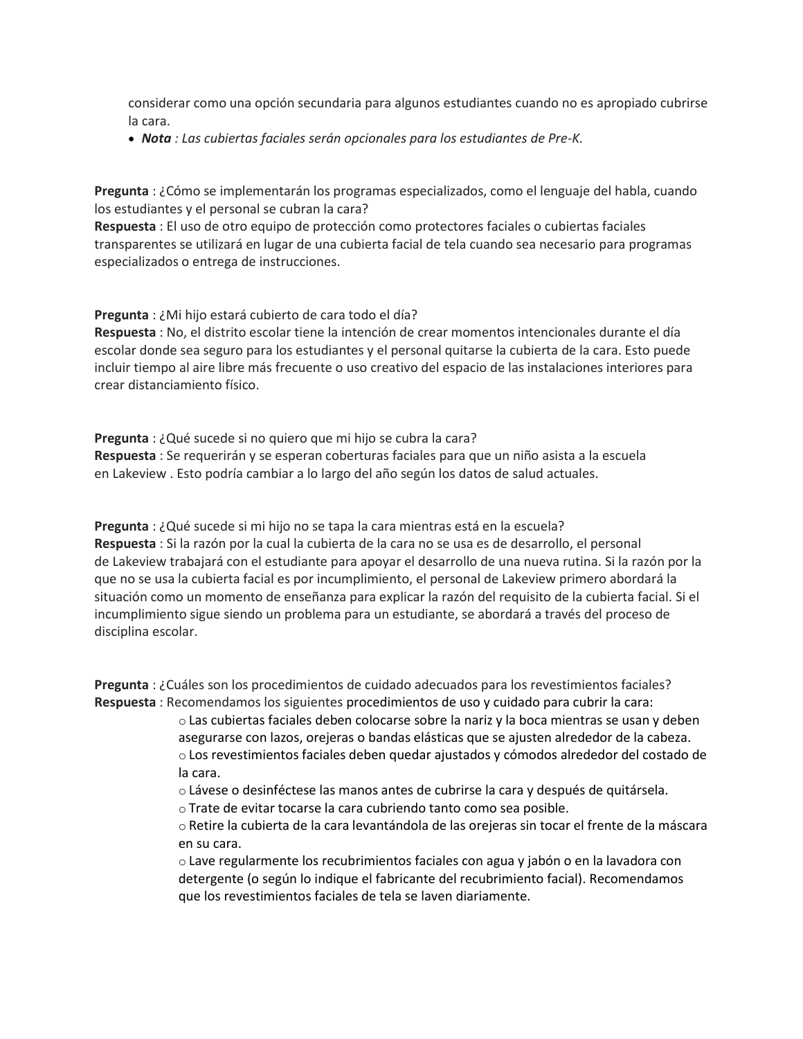considerar como una opción secundaria para algunos estudiantes cuando no es apropiado cubrirse la cara.

- ***Nota** : Las cubiertas faciales serán opcionales para los estudiantes de Pre-K.*

**Pregunta** : ¿Cómo se implementarán los programas especializados, como el lenguaje del habla, cuando los estudiantes y el personal se cubran la cara?
**Respuesta** : El uso de otro equipo de protección como protectores faciales o cubiertas faciales transparentes se utilizará en lugar de una cubierta facial de tela cuando sea necesario para programas especializados o entrega de instrucciones.

**Pregunta** : ¿Mi hijo estará cubierto de cara todo el día?
**Respuesta** : No, el distrito escolar tiene la intención de crear momentos intencionales durante el día escolar donde sea seguro para los estudiantes y el personal quitarse la cubierta de la cara. Esto puede incluir tiempo al aire libre más frecuente o uso creativo del espacio de las instalaciones interiores para crear distanciamiento físico.

**Pregunta** : ¿Qué sucede si no quiero que mi hijo se cubra la cara?
**Respuesta** : Se requerirán y se esperan coberturas faciales para que un niño asista a la escuela en Lakeview . Esto podría cambiar a lo largo del año según los datos de salud actuales.

**Pregunta** : ¿Qué sucede si mi hijo no se tapa la cara mientras está en la escuela?
**Respuesta** : Si la razón por la cual la cubierta de la cara no se usa es de desarrollo, el personal de Lakeview trabajará con el estudiante para apoyar el desarrollo de una nueva rutina. Si la razón por la que no se usa la cubierta facial es por incumplimiento, el personal de Lakeview primero abordará la situación como un momento de enseñanza para explicar la razón del requisito de la cubierta facial. Si el incumplimiento sigue siendo un problema para un estudiante, se abordará a través del proceso de disciplina escolar.

**Pregunta** : ¿Cuáles son los procedimientos de cuidado adecuados para los revestimientos faciales?
**Respuesta** : Recomendamos los siguientes procedimientos de uso y cuidado para cubrir la cara:

- Las cubiertas faciales deben colocarse sobre la nariz y la boca mientras se usan y deben asegurarse con lazos, orejeras o bandas elásticas que se ajusten alrededor de la cabeza.
- Los revestimientos faciales deben quedar ajustados y cómodos alrededor del costado de la cara.
- Lávese o desinféctese las manos antes de cubrirse la cara y después de quitársela.
- Trate de evitar tocarse la cara cubriendo tanto como sea posible.
- Retire la cubierta de la cara levantándola de las orejeras sin tocar el frente de la máscara en su cara.
- Lave regularmente los recubrimientos faciales con agua y jabón o en la lavadora con detergente (o según lo indique el fabricante del recubrimiento facial). Recomendamos que los revestimientos faciales de tela se laven diariamente.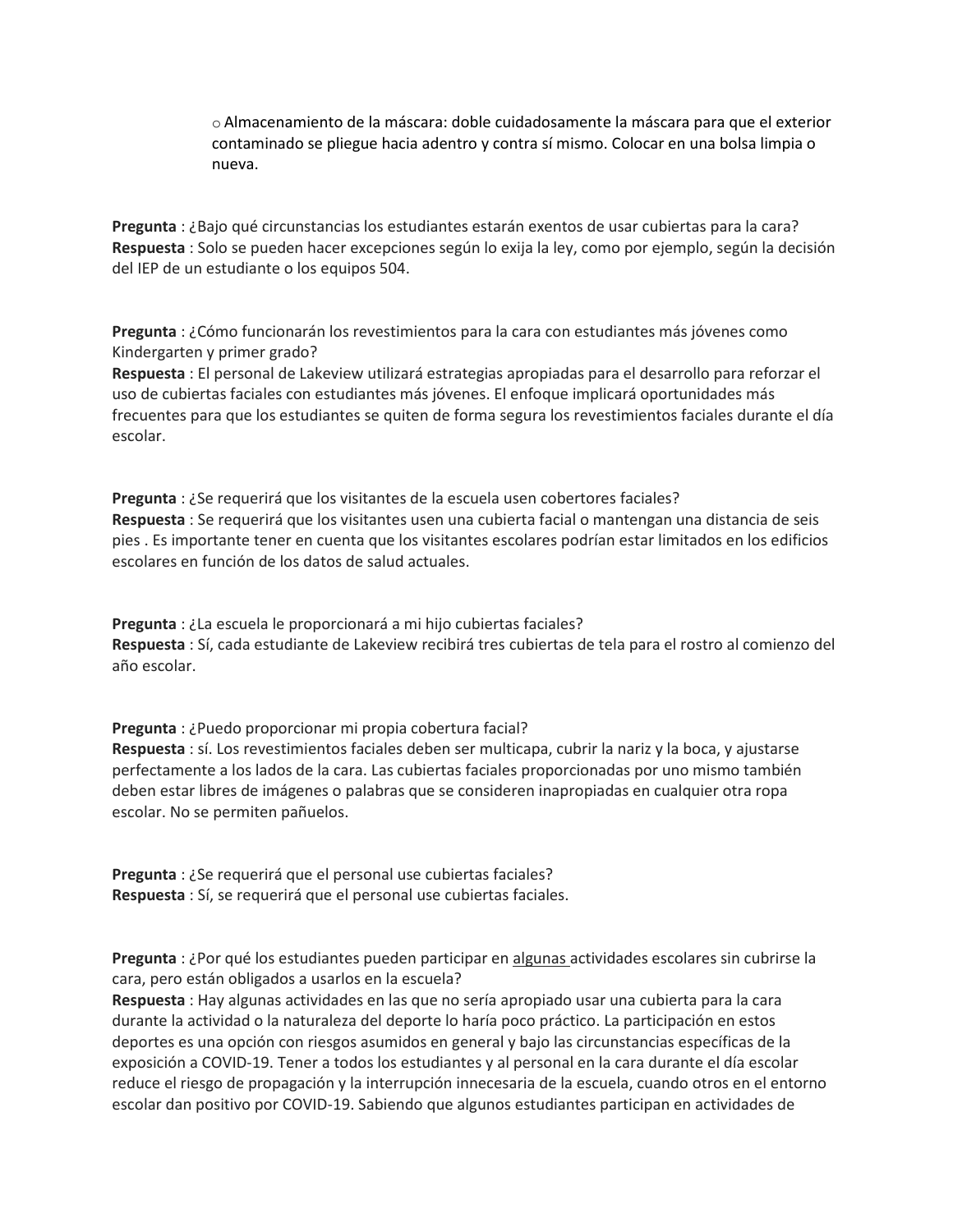- Almacenamiento de la máscara: doble cuidadosamente la máscara para que el exterior contaminado se pliegue hacia adentro y contra sí mismo. Colocar en una bolsa limpia o nueva.

**Pregunta** : ¿Bajo qué circunstancias los estudiantes estarán exentos de usar cubiertas para la cara?
**Respuesta** : Solo se pueden hacer excepciones según lo exija la ley, como por ejemplo, según la decisión del IEP de un estudiante o los equipos 504.

**Pregunta** : ¿Cómo funcionarán los revestimientos para la cara con estudiantes más jóvenes como Kindergarten y primer grado?
**Respuesta** : El personal de Lakeview utilizará estrategias apropiadas para el desarrollo para reforzar el uso de cubiertas faciales con estudiantes más jóvenes. El enfoque implicará oportunidades más frecuentes para que los estudiantes se quiten de forma segura los revestimientos faciales durante el día escolar.

**Pregunta** : ¿Se requerirá que los visitantes de la escuela usen cobertores faciales?
**Respuesta** : Se requerirá que los visitantes usen una cubierta facial o mantengan una distancia de seis pies . Es importante tener en cuenta que los visitantes escolares podrían estar limitados en los edificios escolares en función de los datos de salud actuales.

**Pregunta** : ¿La escuela le proporcionará a mi hijo cubiertas faciales?
**Respuesta** : Sí, cada estudiante de Lakeview recibirá tres cubiertas de tela para el rostro al comienzo del año escolar.

**Pregunta** : ¿Puedo proporcionar mi propia cobertura facial?
**Respuesta** : sí. Los revestimientos faciales deben ser multicapa, cubrir la nariz y la boca, y ajustarse perfectamente a los lados de la cara. Las cubiertas faciales proporcionadas por uno mismo también deben estar libres de imágenes o palabras que se consideren inapropiadas en cualquier otra ropa escolar. No se permiten pañuelos.

**Pregunta** : ¿Se requerirá que el personal use cubiertas faciales?
**Respuesta** : Sí, se requerirá que el personal use cubiertas faciales.

**Pregunta** : ¿Por qué los estudiantes pueden participar en algunas actividades escolares sin cubrirse la cara, pero están obligados a usarlos en la escuela?
**Respuesta** : Hay algunas actividades en las que no sería apropiado usar una cubierta para la cara durante la actividad o la naturaleza del deporte lo haría poco práctico. La participación en estos deportes es una opción con riesgos asumidos en general y bajo las circunstancias específicas de la exposición a COVID-19. Tener a todos los estudiantes y al personal en la cara durante el día escolar reduce el riesgo de propagación y la interrupción innecesaria de la escuela, cuando otros en el entorno escolar dan positivo por COVID-19. Sabiendo que algunos estudiantes participan en actividades de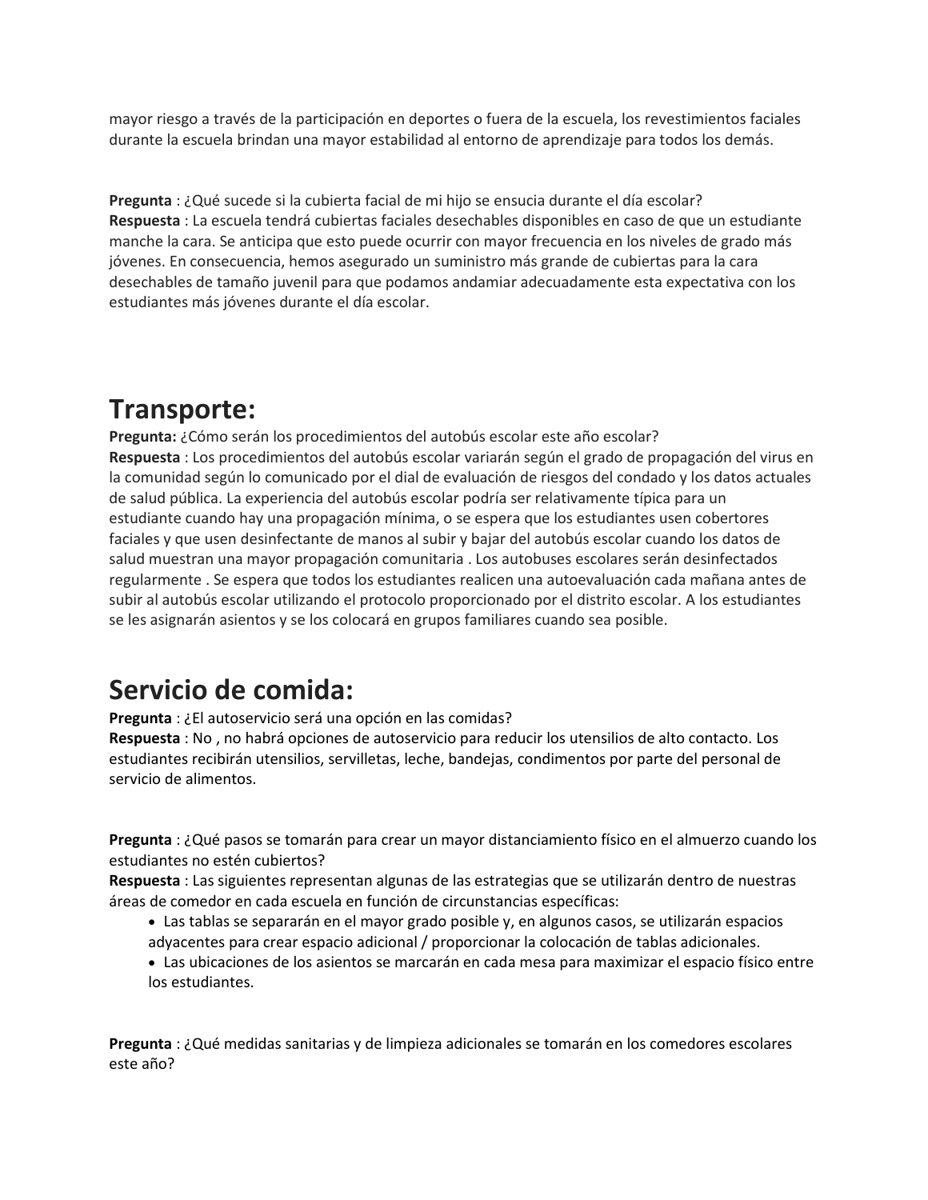mayor riesgo a través de la participación en deportes o fuera de la escuela, los revestimientos faciales durante la escuela brindan una mayor estabilidad al entorno de aprendizaje para todos los demás.

**Pregunta** : ¿Qué sucede si la cubierta facial de mi hijo se ensucia durante el día escolar?
**Respuesta** : La escuela tendrá cubiertas faciales desechables disponibles en caso de que un estudiante manche la cara. Se anticipa que esto puede ocurrir con mayor frecuencia en los niveles de grado más jóvenes. En consecuencia, hemos asegurado un suministro más grande de cubiertas para la cara desechables de tamaño juvenil para que podamos andamiar adecuadamente esta expectativa con los estudiantes más jóvenes durante el día escolar.

# Transporte:

**Pregunta:** ¿Cómo serán los procedimientos del autobús escolar este año escolar?
**Respuesta** : Los procedimientos del autobús escolar variarán según el grado de propagación del virus en la comunidad según lo comunicado por el dial de evaluación de riesgos del condado y los datos actuales de salud pública. La experiencia del autobús escolar podría ser relativamente típica para un estudiante cuando hay una propagación mínima, o se espera que los estudiantes usen cobertores faciales y que usen desinfectante de manos al subir y bajar del autobús escolar cuando los datos de salud muestran una mayor propagación comunitaria . Los autobuses escolares serán desinfectados regularmente . Se espera que todos los estudiantes realicen una autoevaluación cada mañana antes de subir al autobús escolar utilizando el protocolo proporcionado por el distrito escolar. A los estudiantes se les asignarán asientos y se los colocará en grupos familiares cuando sea posible.

# Servicio de comida:

**Pregunta** : ¿El autoservicio será una opción en las comidas?
**Respuesta** : No , no habrá opciones de autoservicio para reducir los utensilios de alto contacto. Los estudiantes recibirán utensilios, servilletas, leche, bandejas, condimentos por parte del personal de servicio de alimentos.

**Pregunta** : ¿Qué pasos se tomarán para crear un mayor distanciamiento físico en el almuerzo cuando los estudiantes no estén cubiertos?
**Respuesta** : Las siguientes representan algunas de las estrategias que se utilizarán dentro de nuestras áreas de comedor en cada escuela en función de circunstancias específicas:

- Las tablas se separarán en el mayor grado posible y, en algunos casos, se utilizarán espacios adyacentes para crear espacio adicional / proporcionar la colocación de tablas adicionales.
- Las ubicaciones de los asientos se marcarán en cada mesa para maximizar el espacio físico entre los estudiantes.

**Pregunta** : ¿Qué medidas sanitarias y de limpieza adicionales se tomarán en los comedores escolares este año?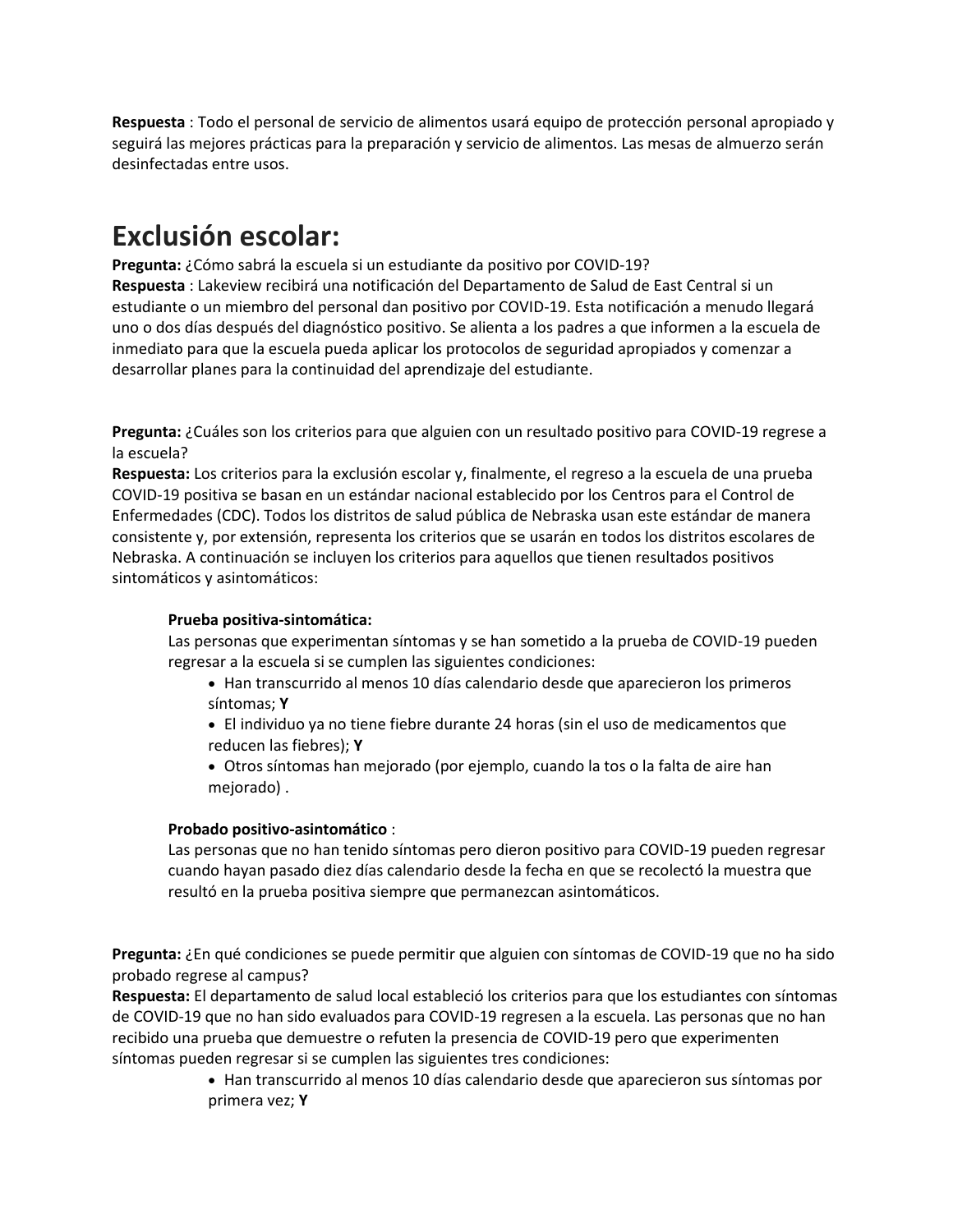**Respuesta** : Todo el personal de servicio de alimentos usará equipo de protección personal apropiado y seguirá las mejores prácticas para la preparación y servicio de alimentos. Las mesas de almuerzo serán desinfectadas entre usos.

# Exclusión escolar:

**Pregunta:** ¿Cómo sabrá la escuela si un estudiante da positivo por COVID-19?
**Respuesta** : Lakeview recibirá una notificación del Departamento de Salud de East Central si un estudiante o un miembro del personal dan positivo por COVID-19. Esta notificación a menudo llegará uno o dos días después del diagnóstico positivo. Se alienta a los padres a que informen a la escuela de inmediato para que la escuela pueda aplicar los protocolos de seguridad apropiados y comenzar a desarrollar planes para la continuidad del aprendizaje del estudiante.

**Pregunta:** ¿Cuáles son los criterios para que alguien con un resultado positivo para COVID-19 regrese a la escuela?
**Respuesta:** Los criterios para la exclusión escolar y, finalmente, el regreso a la escuela de una prueba COVID-19 positiva se basan en un estándar nacional establecido por los Centros para el Control de Enfermedades (CDC). Todos los distritos de salud pública de Nebraska usan este estándar de manera consistente y, por extensión, representa los criterios que se usarán en todos los distritos escolares de Nebraska. A continuación se incluyen los criterios para aquellos que tienen resultados positivos sintomáticos y asintomáticos:

**Prueba positiva-sintomática:**
Las personas que experimentan síntomas y se han sometido a la prueba de COVID-19 pueden regresar a la escuela si se cumplen las siguientes condiciones:

- Han transcurrido al menos 10 días calendario desde que aparecieron los primeros síntomas; **Y**
- El individuo ya no tiene fiebre durante 24 horas (sin el uso de medicamentos que reducen las fiebres); **Y**
- Otros síntomas han mejorado (por ejemplo, cuando la tos o la falta de aire han mejorado) .

**Probado positivo-asintomático** :
Las personas que no han tenido síntomas pero dieron positivo para COVID-19 pueden regresar cuando hayan pasado diez días calendario desde la fecha en que se recolectó la muestra que resultó en la prueba positiva siempre que permanezcan asintomáticos.

**Pregunta:** ¿En qué condiciones se puede permitir que alguien con síntomas de COVID-19 que no ha sido probado regrese al campus?
**Respuesta:** El departamento de salud local estableció los criterios para que los estudiantes con síntomas de COVID-19 que no han sido evaluados para COVID-19 regresen a la escuela. Las personas que no han recibido una prueba que demuestre o refuten la presencia de COVID-19 pero que experimenten síntomas pueden regresar si se cumplen las siguientes tres condiciones:

- Han transcurrido al menos 10 días calendario desde que aparecieron sus síntomas por primera vez; **Y**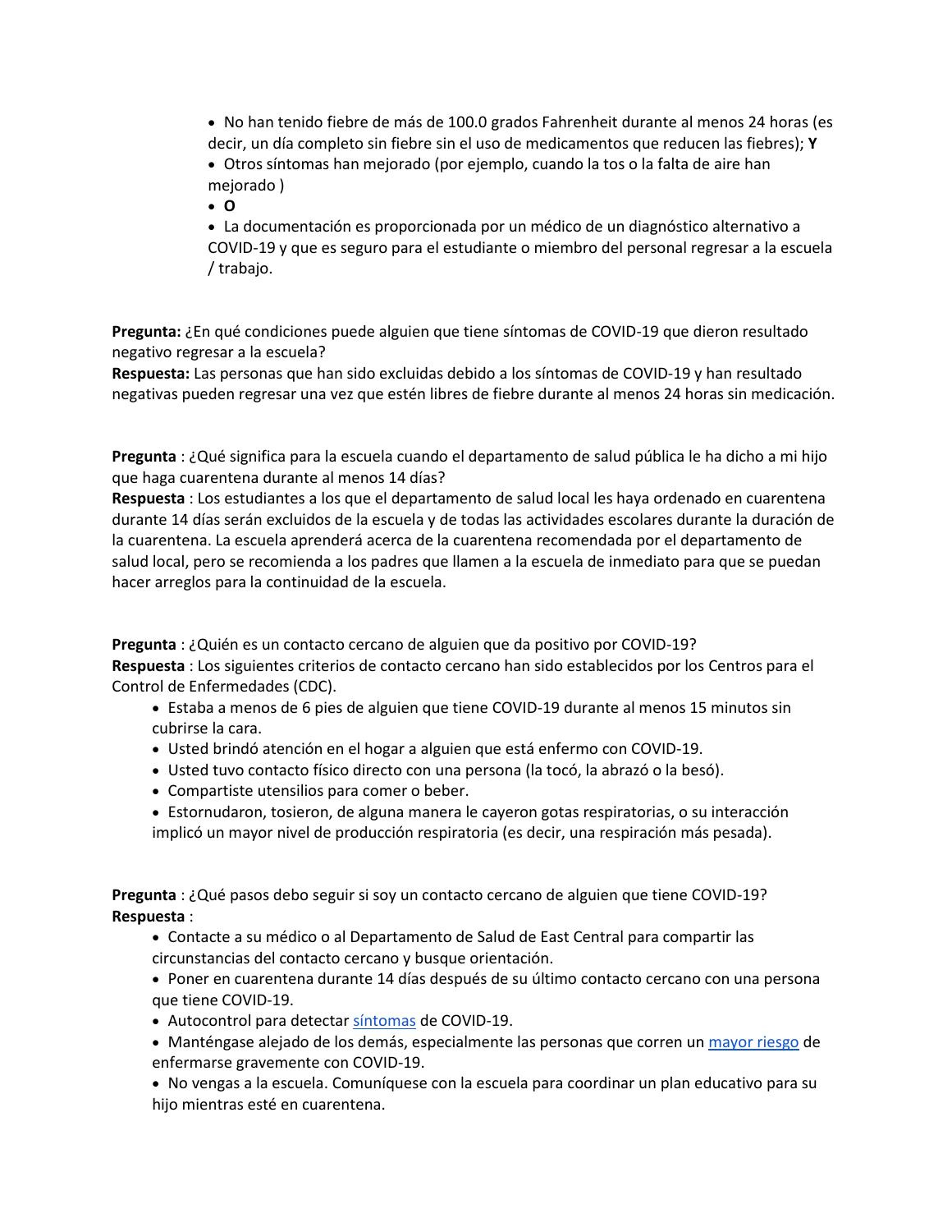- No han tenido fiebre de más de 100.0 grados Fahrenheit durante al menos 24 horas (es decir, un día completo sin fiebre sin el uso de medicamentos que reducen las fiebres); **Y**
- Otros síntomas han mejorado (por ejemplo, cuando la tos o la falta de aire han mejorado )
- **O**
- La documentación es proporcionada por un médico de un diagnóstico alternativo a COVID-19 y que es seguro para el estudiante o miembro del personal regresar a la escuela / trabajo.

**Pregunta:** ¿En qué condiciones puede alguien que tiene síntomas de COVID-19 que dieron resultado negativo regresar a la escuela?
**Respuesta:** Las personas que han sido excluidas debido a los síntomas de COVID-19 y han resultado negativas pueden regresar una vez que estén libres de fiebre durante al menos 24 horas sin medicación.

**Pregunta** : ¿Qué significa para la escuela cuando el departamento de salud pública le ha dicho a mi hijo que haga cuarentena durante al menos 14 días?
**Respuesta** : Los estudiantes a los que el departamento de salud local les haya ordenado en cuarentena durante 14 días serán excluidos de la escuela y de todas las actividades escolares durante la duración de la cuarentena. La escuela aprenderá acerca de la cuarentena recomendada por el departamento de salud local, pero se recomienda a los padres que llamen a la escuela de inmediato para que se puedan hacer arreglos para la continuidad de la escuela.

**Pregunta** : ¿Quién es un contacto cercano de alguien que da positivo por COVID-19?
**Respuesta** : Los siguientes criterios de contacto cercano han sido establecidos por los Centros para el Control de Enfermedades (CDC).

- Estaba a menos de 6 pies de alguien que tiene COVID-19 durante al menos 15 minutos sin cubrirse la cara.
- Usted brindó atención en el hogar a alguien que está enfermo con COVID-19.
- Usted tuvo contacto físico directo con una persona (la tocó, la abrazó o la besó).
- Compartiste utensilios para comer o beber.
- Estornudaron, tosieron, de alguna manera le cayeron gotas respiratorias, o su interacción implicó un mayor nivel de producción respiratoria (es decir, una respiración más pesada).

**Pregunta** : ¿Qué pasos debo seguir si soy un contacto cercano de alguien que tiene COVID-19?
**Respuesta** :

- Contacte a su médico o al Departamento de Salud de East Central para compartir las circunstancias del contacto cercano y busque orientación.
- Poner en cuarentena durante 14 días después de su último contacto cercano con una persona que tiene COVID-19.
- Autocontrol para detectar síntomas de COVID-19.
- Manténgase alejado de los demás, especialmente las personas que corren un mayor riesgo de enfermarse gravemente con COVID-19.
- No vengas a la escuela. Comuníquese con la escuela para coordinar un plan educativo para su hijo mientras esté en cuarentena.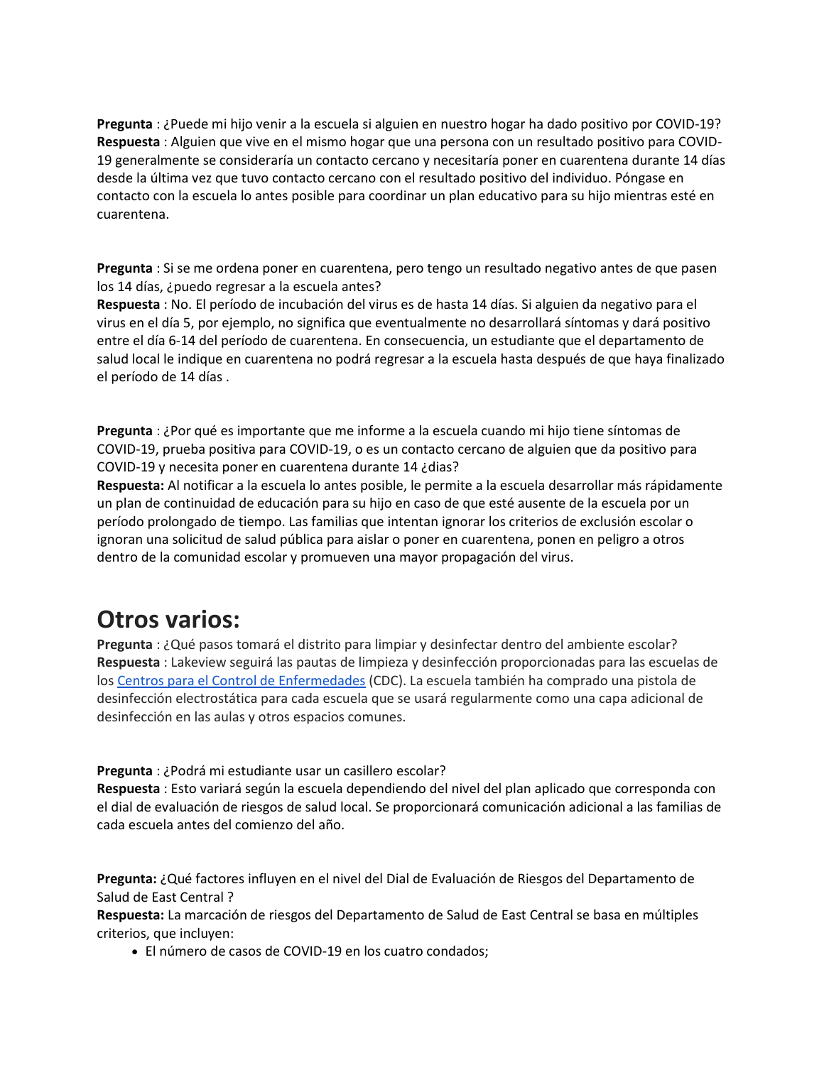**Pregunta** : ¿Puede mi hijo venir a la escuela si alguien en nuestro hogar ha dado positivo por COVID-19?
**Respuesta** : Alguien que vive en el mismo hogar que una persona con un resultado positivo para COVID-19 generalmente se consideraría un contacto cercano y necesitaría poner en cuarentena durante 14 días desde la última vez que tuvo contacto cercano con el resultado positivo del individuo. Póngase en contacto con la escuela lo antes posible para coordinar un plan educativo para su hijo mientras esté en cuarentena.

**Pregunta** : Si se me ordena poner en cuarentena, pero tengo un resultado negativo antes de que pasen los 14 días, ¿puedo regresar a la escuela antes?
**Respuesta** : No. El período de incubación del virus es de hasta 14 días. Si alguien da negativo para el virus en el día 5, por ejemplo, no significa que eventualmente no desarrollará síntomas y dará positivo entre el día 6-14 del período de cuarentena. En consecuencia, un estudiante que el departamento de salud local le indique en cuarentena no podrá regresar a la escuela hasta después de que haya finalizado el período de 14 días .

**Pregunta** : ¿Por qué es importante que me informe a la escuela cuando mi hijo tiene síntomas de COVID-19, prueba positiva para COVID-19, o es un contacto cercano de alguien que da positivo para COVID-19 y necesita poner en cuarentena durante 14 ¿dias?
**Respuesta:** Al notificar a la escuela lo antes posible, le permite a la escuela desarrollar más rápidamente un plan de continuidad de educación para su hijo en caso de que esté ausente de la escuela por un período prolongado de tiempo. Las familias que intentan ignorar los criterios de exclusión escolar o ignoran una solicitud de salud pública para aislar o poner en cuarentena, ponen en peligro a otros dentro de la comunidad escolar y promueven una mayor propagación del virus.

# Otros varios:

**Pregunta** : ¿Qué pasos tomará el distrito para limpiar y desinfectar dentro del ambiente escolar?
**Respuesta** : Lakeview seguirá las pautas de limpieza y desinfección proporcionadas para las escuelas de los Centros para el Control de Enfermedades (CDC). La escuela también ha comprado una pistola de desinfección electrostática para cada escuela que se usará regularmente como una capa adicional de desinfección en las aulas y otros espacios comunes.

**Pregunta** : ¿Podrá mi estudiante usar un casillero escolar?
**Respuesta** : Esto variará según la escuela dependiendo del nivel del plan aplicado que corresponda con el dial de evaluación de riesgos de salud local. Se proporcionará comunicación adicional a las familias de cada escuela antes del comienzo del año.

**Pregunta:** ¿Qué factores influyen en el nivel del Dial de Evaluación de Riesgos del Departamento de Salud de East Central ?
**Respuesta:** La marcación de riesgos del Departamento de Salud de East Central se basa en múltiples criterios, que incluyen:

- El número de casos de COVID-19 en los cuatro condados;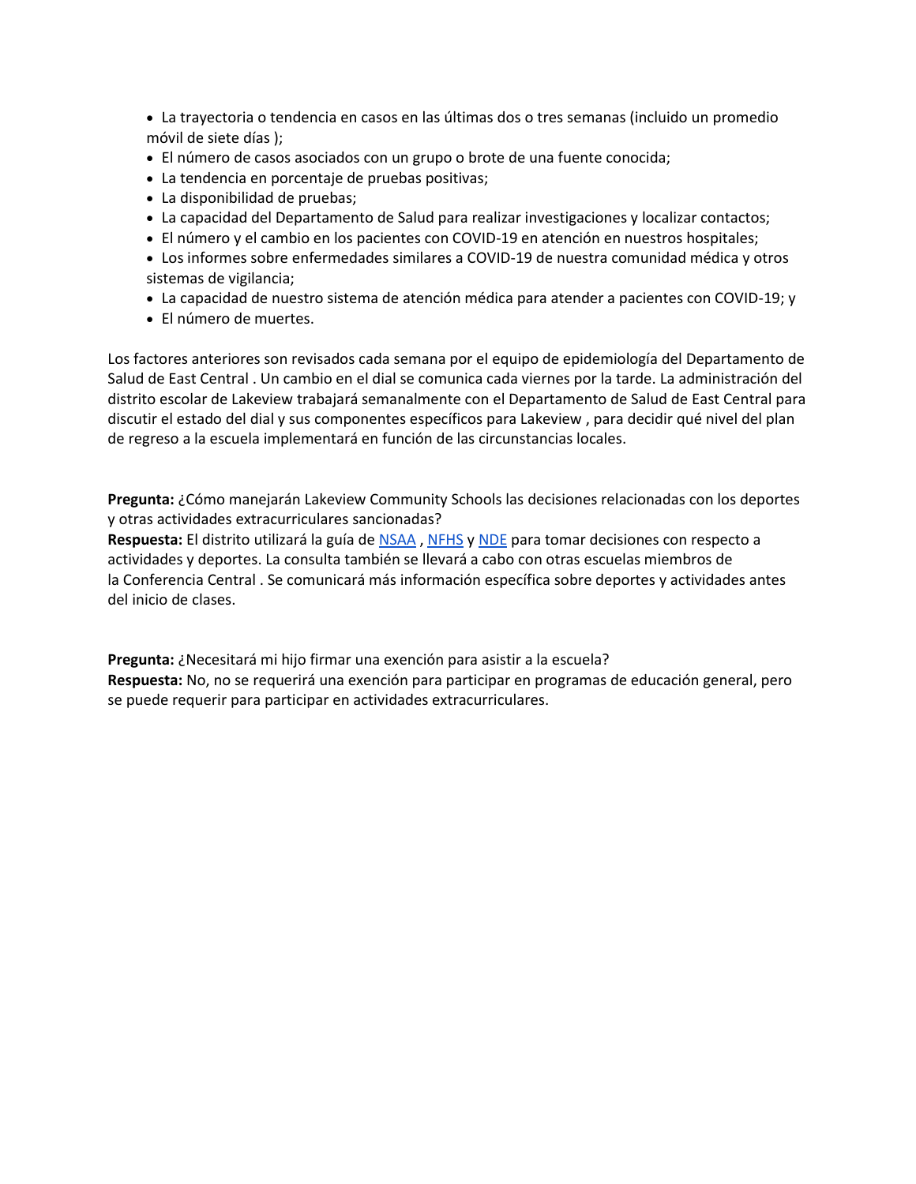- La trayectoria o tendencia en casos en las últimas dos o tres semanas (incluido un promedio móvil de siete días );
- El número de casos asociados con un grupo o brote de una fuente conocida;
- La tendencia en porcentaje de pruebas positivas;
- La disponibilidad de pruebas;
- La capacidad del Departamento de Salud para realizar investigaciones y localizar contactos;
- El número y el cambio en los pacientes con COVID-19 en atención en nuestros hospitales;
- Los informes sobre enfermedades similares a COVID-19 de nuestra comunidad médica y otros sistemas de vigilancia;
- La capacidad de nuestro sistema de atención médica para atender a pacientes con COVID-19; y
- El número de muertes.

Los factores anteriores son revisados cada semana por el equipo de epidemiología del Departamento de Salud de East Central . Un cambio en el dial se comunica cada viernes por la tarde. La administración del distrito escolar de Lakeview trabajará semanalmente con el Departamento de Salud de East Central para discutir el estado del dial y sus componentes específicos para Lakeview , para decidir qué nivel del plan de regreso a la escuela implementará en función de las circunstancias locales.

**Pregunta:** ¿Cómo manejarán Lakeview Community Schools las decisiones relacionadas con los deportes y otras actividades extracurriculares sancionadas?
**Respuesta:** El distrito utilizará la guía de NSAA , NFHS y NDE para tomar decisiones con respecto a actividades y deportes. La consulta también se llevará a cabo con otras escuelas miembros de la Conferencia Central . Se comunicará más información específica sobre deportes y actividades antes del inicio de clases.

**Pregunta:** ¿Necesitará mi hijo firmar una exención para asistir a la escuela?
**Respuesta:** No, no se requerirá una exención para participar en programas de educación general, pero se puede requerir para participar en actividades extracurriculares.